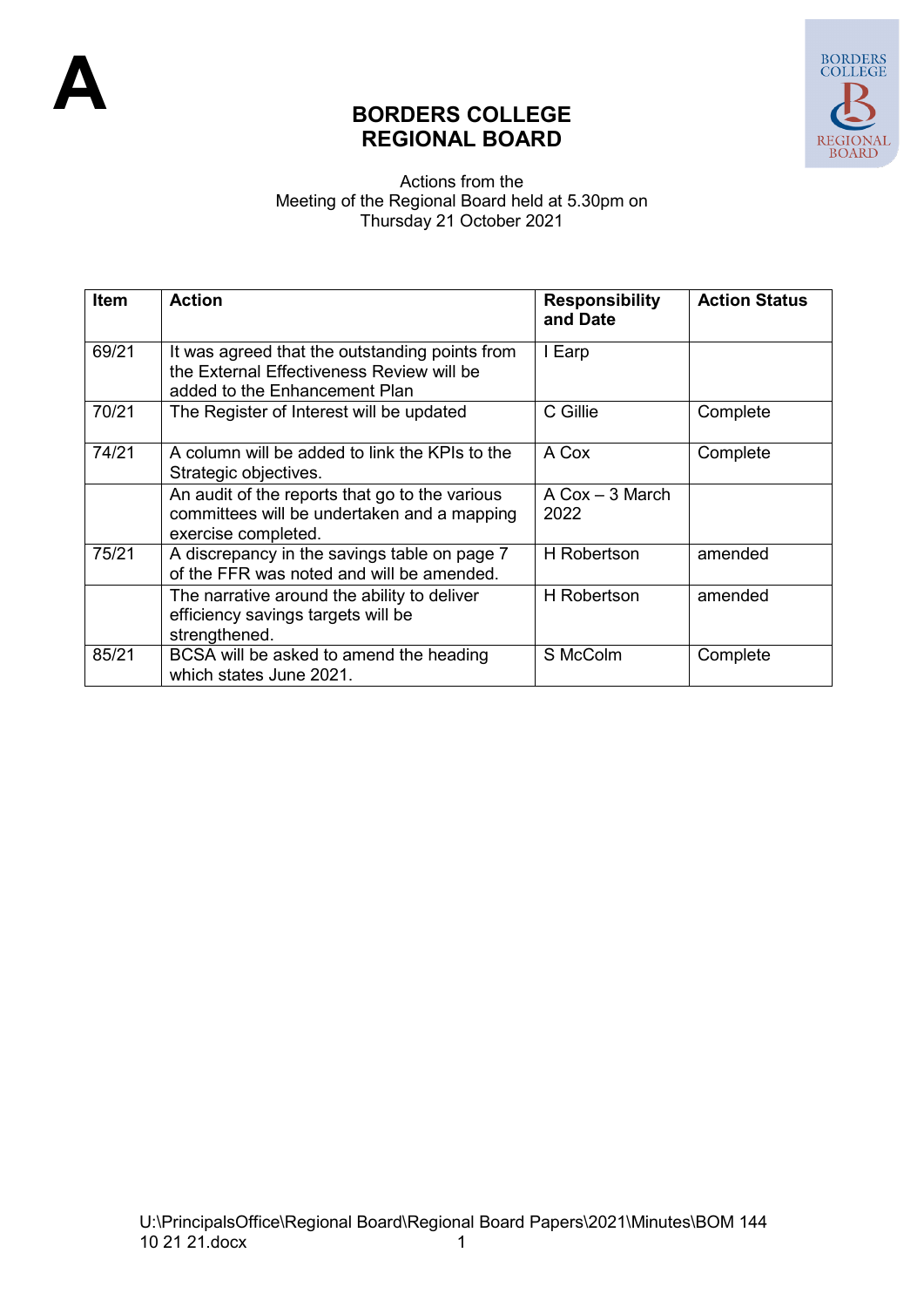**A**

# BORDERS COLLEGE
# REGIONAL BOARD

Actions from the
Meeting of the Regional Board held at 5.30pm on
Thursday 21 October 2021

| Item | Action | Responsibility and Date | Action Status |
|---|---|---|---|
| 69/21 | It was agreed that the outstanding points from the External Effectiveness Review will be added to the Enhancement Plan | I Earp | |
| 70/21 | The Register of Interest will be updated | C Gillie | Complete |
| 74/21 | A column will be added to link the KPIs to the Strategic objectives. | A Cox | Complete |
| | An audit of the reports that go to the various committees will be undertaken and a mapping exercise completed. | A Cox – 3 March 2022 | |
| 75/21 | A discrepancy in the savings table on page 7 of the FFR was noted and will be amended. | H Robertson | amended |
| | The narrative around the ability to deliver efficiency savings targets will be strengthened. | H Robertson | amended |
| 85/21 | BCSA will be asked to amend the heading which states June 2021. | S McColm | Complete |

U:\PrincipalsOffice\Regional Board\Regional Board Papers\2021\Minutes\BOM 144 10 21 21.docx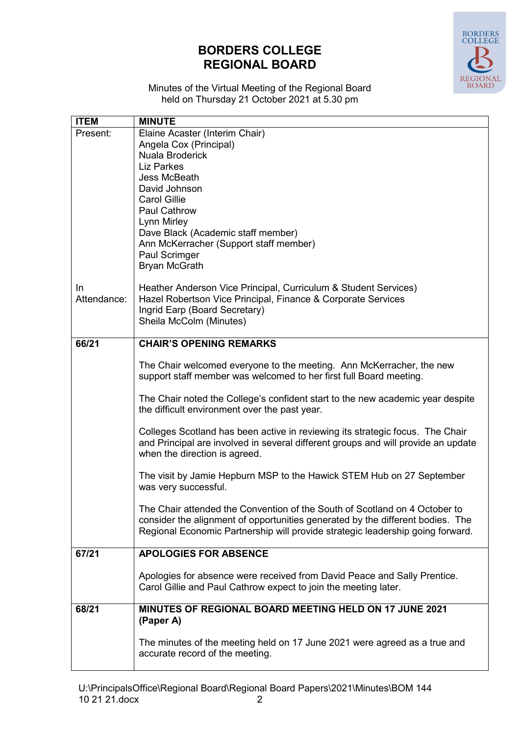# BORDERS COLLEGE
# REGIONAL BOARD

Minutes of the Virtual Meeting of the Regional Board
held on Thursday 21 October 2021 at 5.30 pm

| ITEM | MINUTE |
|---|---|
| Present: | Elaine Acaster (Interim Chair)<br>Angela Cox (Principal)<br>Nuala Broderick<br>Liz Parkes<br>Jess McBeath<br>David Johnson<br>Carol Gillie<br>Paul Cathrow<br>Lynn Mirley<br>Dave Black (Academic staff member)<br>Ann McKerracher (Support staff member)<br>Paul Scrimger<br>Bryan McGrath |
| In Attendance: | Heather Anderson Vice Principal, Curriculum & Student Services)<br>Hazel Robertson Vice Principal, Finance & Corporate Services<br>Ingrid Earp (Board Secretary)<br>Sheila McColm (Minutes) |
| **66/21** | **CHAIR'S OPENING REMARKS**<br><br>The Chair welcomed everyone to the meeting. Ann McKerracher, the new support staff member was welcomed to her first full Board meeting.<br><br>The Chair noted the College's confident start to the new academic year despite the difficult environment over the past year.<br><br>Colleges Scotland has been active in reviewing its strategic focus. The Chair and Principal are involved in several different groups and will provide an update when the direction is agreed.<br><br>The visit by Jamie Hepburn MSP to the Hawick STEM Hub on 27 September was very successful.<br><br>The Chair attended the Convention of the South of Scotland on 4 October to consider the alignment of opportunities generated by the different bodies. The Regional Economic Partnership will provide strategic leadership going forward. |
| **67/21** | **APOLOGIES FOR ABSENCE**<br><br>Apologies for absence were received from David Peace and Sally Prentice. Carol Gillie and Paul Cathrow expect to join the meeting later. |
| **68/21** | **MINUTES OF REGIONAL BOARD MEETING HELD ON 17 JUNE 2021 (Paper A)**<br><br>The minutes of the meeting held on 17 June 2021 were agreed as a true and accurate record of the meeting. |

U:\PrincipalsOffice\Regional Board\Regional Board Papers\2021\Minutes\BOM 144 10 21 21.docx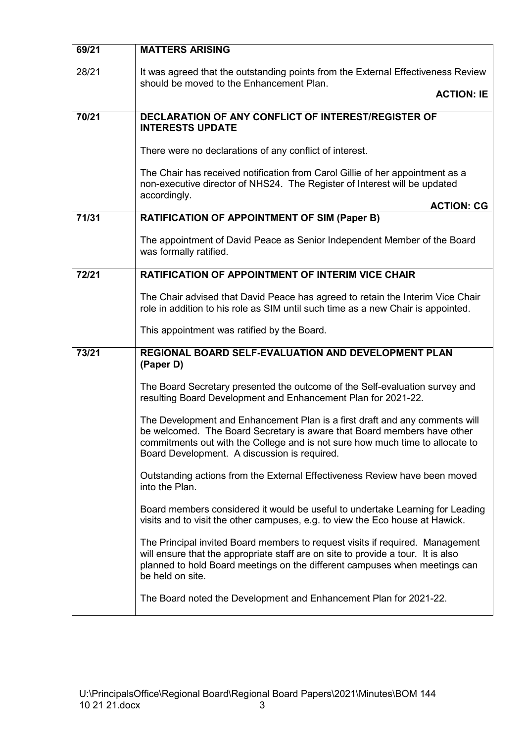| | |
|---|---|
| **69/21** | **MATTERS ARISING** |
| 28/21 | It was agreed that the outstanding points from the External Effectiveness Review should be moved to the Enhancement Plan.<br>**ACTION: IE** |
| **70/21** | **DECLARATION OF ANY CONFLICT OF INTEREST/REGISTER OF INTERESTS UPDATE**<br><br>There were no declarations of any conflict of interest.<br><br>The Chair has received notification from Carol Gillie of her appointment as a non-executive director of NHS24. The Register of Interest will be updated accordingly.<br>**ACTION: CG** |
| **71/31** | **RATIFICATION OF APPOINTMENT OF SIM (Paper B)**<br><br>The appointment of David Peace as Senior Independent Member of the Board was formally ratified. |
| **72/21** | **RATIFICATION OF APPOINTMENT OF INTERIM VICE CHAIR**<br><br>The Chair advised that David Peace has agreed to retain the Interim Vice Chair role in addition to his role as SIM until such time as a new Chair is appointed.<br><br>This appointment was ratified by the Board. |
| **73/21** | **REGIONAL BOARD SELF-EVALUATION AND DEVELOPMENT PLAN (Paper D)**<br><br>The Board Secretary presented the outcome of the Self-evaluation survey and resulting Board Development and Enhancement Plan for 2021-22.<br><br>The Development and Enhancement Plan is a first draft and any comments will be welcomed. The Board Secretary is aware that Board members have other commitments out with the College and is not sure how much time to allocate to Board Development. A discussion is required.<br><br>Outstanding actions from the External Effectiveness Review have been moved into the Plan.<br><br>Board members considered it would be useful to undertake Learning for Leading visits and to visit the other campuses, e.g. to view the Eco house at Hawick.<br><br>The Principal invited Board members to request visits if required. Management will ensure that the appropriate staff are on site to provide a tour. It is also planned to hold Board meetings on the different campuses when meetings can be held on site.<br><br>The Board noted the Development and Enhancement Plan for 2021-22. |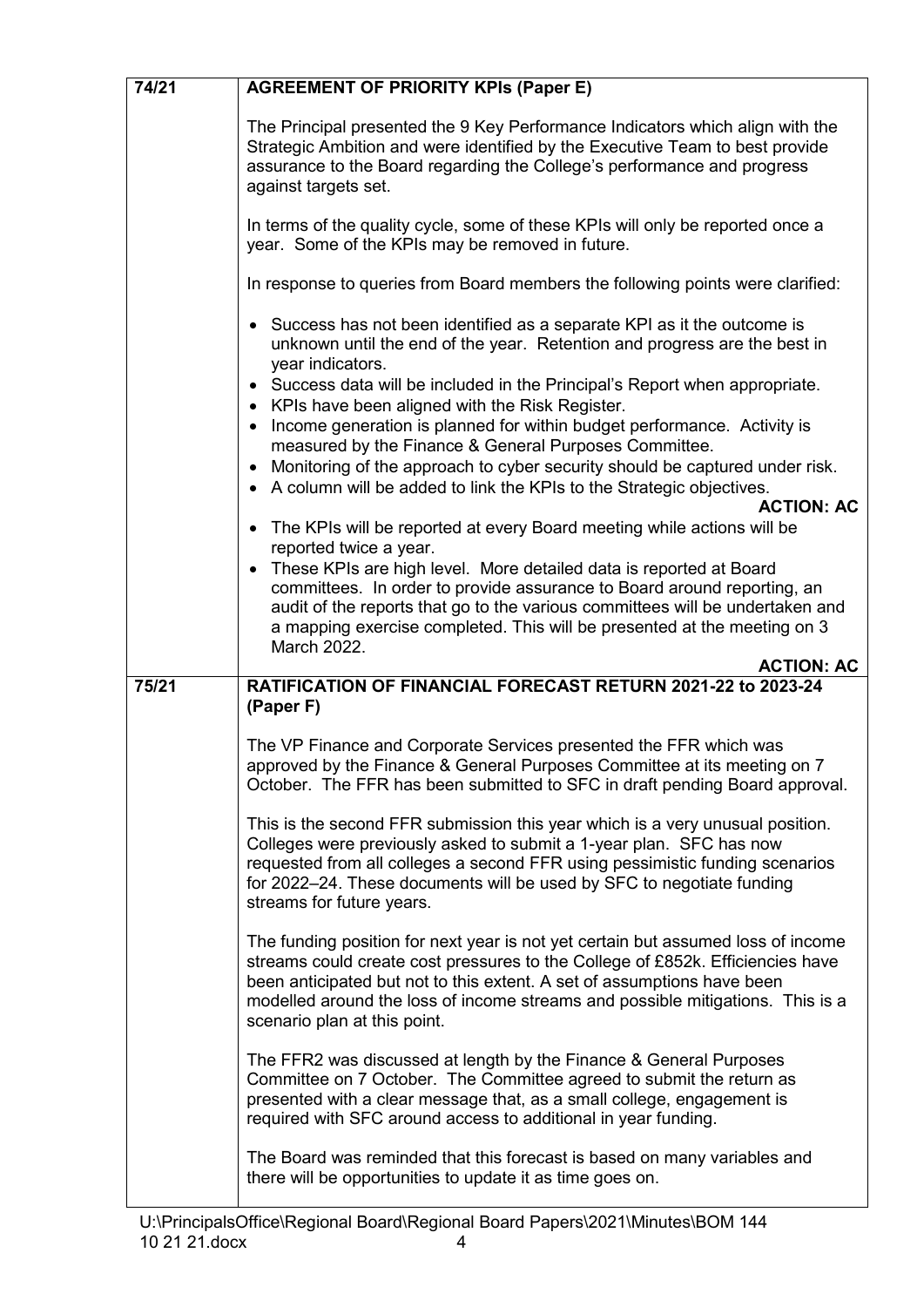| | |
|---|---|
| **74/21** | **AGREEMENT OF PRIORITY KPIs (Paper E)**<br><br>The Principal presented the 9 Key Performance Indicators which align with the Strategic Ambition and were identified by the Executive Team to best provide assurance to the Board regarding the College's performance and progress against targets set.<br><br>In terms of the quality cycle, some of these KPIs will only be reported once a year. Some of the KPIs may be removed in future.<br><br>In response to queries from Board members the following points were clarified:<br><br>• Success has not been identified as a separate KPI as it the outcome is unknown until the end of the year. Retention and progress are the best in year indicators.<br>• Success data will be included in the Principal's Report when appropriate.<br>• KPIs have been aligned with the Risk Register.<br>• Income generation is planned for within budget performance. Activity is measured by the Finance & General Purposes Committee.<br>• Monitoring of the approach to cyber security should be captured under risk.<br>• A column will be added to link the KPIs to the Strategic objectives. **ACTION: AC**<br>• The KPIs will be reported at every Board meeting while actions will be reported twice a year.<br>• These KPIs are high level. More detailed data is reported at Board committees. In order to provide assurance to Board around reporting, an audit of the reports that go to the various committees will be undertaken and a mapping exercise completed. This will be presented at the meeting on 3 March 2022. **ACTION: AC** |
| **75/21** | **RATIFICATION OF FINANCIAL FORECAST RETURN 2021-22 to 2023-24 (Paper F)**<br><br>The VP Finance and Corporate Services presented the FFR which was approved by the Finance & General Purposes Committee at its meeting on 7 October. The FFR has been submitted to SFC in draft pending Board approval.<br><br>This is the second FFR submission this year which is a very unusual position. Colleges were previously asked to submit a 1-year plan. SFC has now requested from all colleges a second FFR using pessimistic funding scenarios for 2022–24. These documents will be used by SFC to negotiate funding streams for future years.<br><br>The funding position for next year is not yet certain but assumed loss of income streams could create cost pressures to the College of £852k. Efficiencies have been anticipated but not to this extent. A set of assumptions have been modelled around the loss of income streams and possible mitigations. This is a scenario plan at this point.<br><br>The FFR2 was discussed at length by the Finance & General Purposes Committee on 7 October. The Committee agreed to submit the return as presented with a clear message that, as a small college, engagement is required with SFC around access to additional in year funding.<br><br>The Board was reminded that this forecast is based on many variables and there will be opportunities to update it as time goes on. |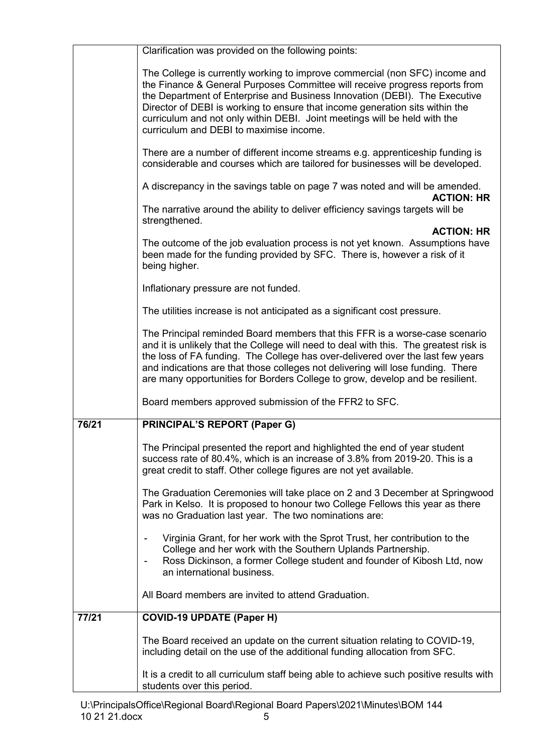| | |
|---|---|
| | Clarification was provided on the following points:<br><br>The College is currently working to improve commercial (non SFC) income and the Finance & General Purposes Committee will receive progress reports from the Department of Enterprise and Business Innovation (DEBI). The Executive Director of DEBI is working to ensure that income generation sits within the curriculum and not only within DEBI. Joint meetings will be held with the curriculum and DEBI to maximise income.<br><br>There are a number of different income streams e.g. apprenticeship funding is considerable and courses which are tailored for businesses will be developed.<br><br>A discrepancy in the savings table on page 7 was noted and will be amended.<br>**ACTION: HR**<br>The narrative around the ability to deliver efficiency savings targets will be strengthened.<br>**ACTION: HR**<br>The outcome of the job evaluation process is not yet known. Assumptions have been made for the funding provided by SFC. There is, however a risk of it being higher.<br><br>Inflationary pressure are not funded.<br><br>The utilities increase is not anticipated as a significant cost pressure.<br><br>The Principal reminded Board members that this FFR is a worse-case scenario and it is unlikely that the College will need to deal with this. The greatest risk is the loss of FA funding. The College has over-delivered over the last few years and indications are that those colleges not delivering will lose funding. There are many opportunities for Borders College to grow, develop and be resilient.<br><br>Board members approved submission of the FFR2 to SFC. |
| **76/21** | **PRINCIPAL'S REPORT (Paper G)**<br><br>The Principal presented the report and highlighted the end of year student success rate of 80.4%, which is an increase of 3.8% from 2019-20. This is a great credit to staff. Other college figures are not yet available.<br><br>The Graduation Ceremonies will take place on 2 and 3 December at Springwood Park in Kelso. It is proposed to honour two College Fellows this year as there was no Graduation last year. The two nominations are:<br><br>- Virginia Grant, for her work with the Sprot Trust, her contribution to the College and her work with the Southern Uplands Partnership.<br>- Ross Dickinson, a former College student and founder of Kibosh Ltd, now an international business.<br><br>All Board members are invited to attend Graduation. |
| **77/21** | **COVID-19 UPDATE (Paper H)**<br><br>The Board received an update on the current situation relating to COVID-19, including detail on the use of the additional funding allocation from SFC.<br><br>It is a credit to all curriculum staff being able to achieve such positive results with students over this period. |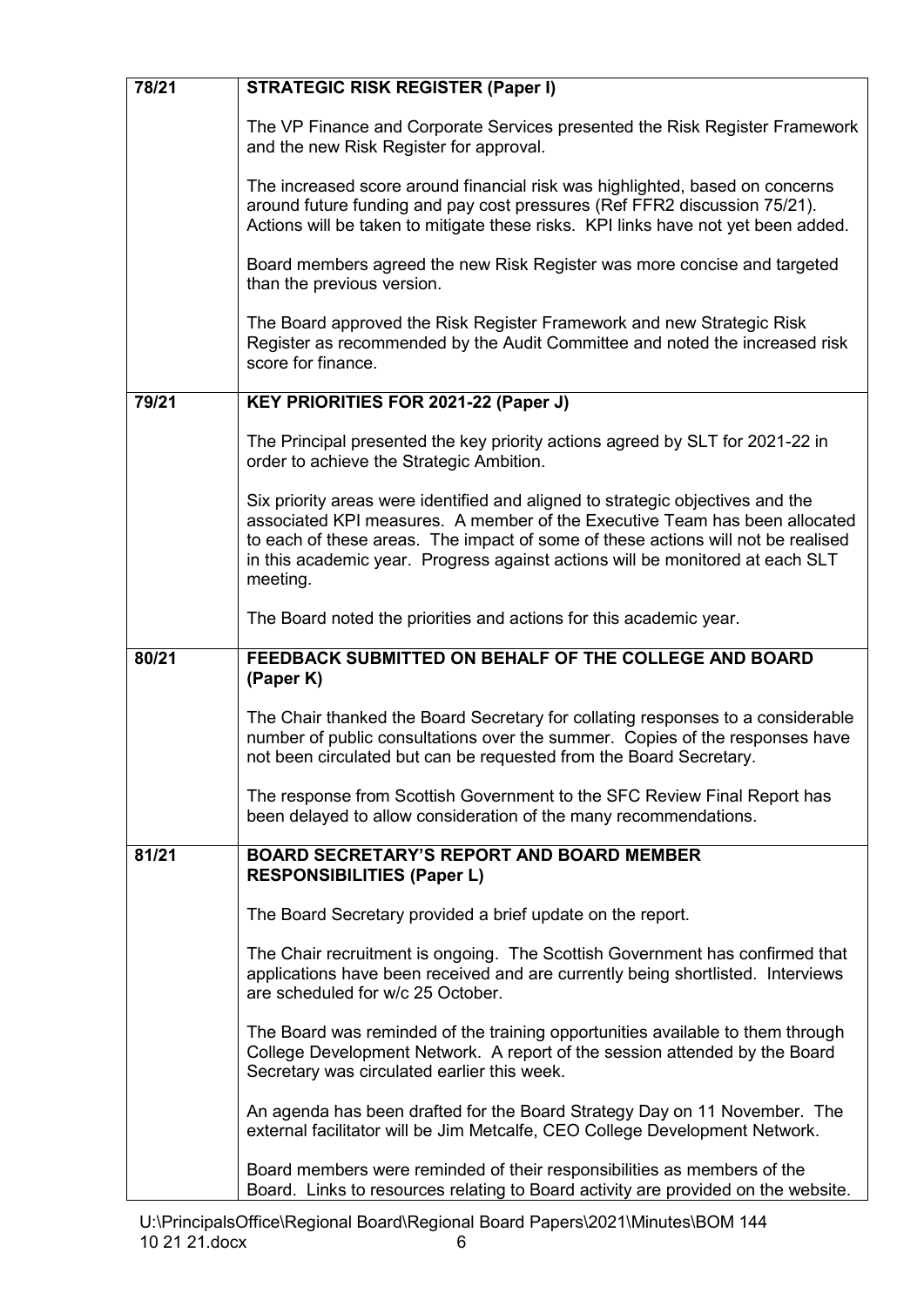| | |
|---|---|
| **78/21** | **STRATEGIC RISK REGISTER (Paper I)**<br><br>The VP Finance and Corporate Services presented the Risk Register Framework and the new Risk Register for approval.<br><br>The increased score around financial risk was highlighted, based on concerns around future funding and pay cost pressures (Ref FFR2 discussion 75/21). Actions will be taken to mitigate these risks. KPI links have not yet been added.<br><br>Board members agreed the new Risk Register was more concise and targeted than the previous version.<br><br>The Board approved the Risk Register Framework and new Strategic Risk Register as recommended by the Audit Committee and noted the increased risk score for finance. |
| **79/21** | **KEY PRIORITIES FOR 2021-22 (Paper J)**<br><br>The Principal presented the key priority actions agreed by SLT for 2021-22 in order to achieve the Strategic Ambition.<br><br>Six priority areas were identified and aligned to strategic objectives and the associated KPI measures. A member of the Executive Team has been allocated to each of these areas. The impact of some of these actions will not be realised in this academic year. Progress against actions will be monitored at each SLT meeting.<br><br>The Board noted the priorities and actions for this academic year. |
| **80/21** | **FEEDBACK SUBMITTED ON BEHALF OF THE COLLEGE AND BOARD (Paper K)**<br><br>The Chair thanked the Board Secretary for collating responses to a considerable number of public consultations over the summer. Copies of the responses have not been circulated but can be requested from the Board Secretary.<br><br>The response from Scottish Government to the SFC Review Final Report has been delayed to allow consideration of the many recommendations. |
| **81/21** | **BOARD SECRETARY'S REPORT AND BOARD MEMBER RESPONSIBILITIES (Paper L)**<br><br>The Board Secretary provided a brief update on the report.<br><br>The Chair recruitment is ongoing. The Scottish Government has confirmed that applications have been received and are currently being shortlisted. Interviews are scheduled for w/c 25 October.<br><br>The Board was reminded of the training opportunities available to them through College Development Network. A report of the session attended by the Board Secretary was circulated earlier this week.<br><br>An agenda has been drafted for the Board Strategy Day on 11 November. The external facilitator will be Jim Metcalfe, CEO College Development Network.<br><br>Board members were reminded of their responsibilities as members of the Board. Links to resources relating to Board activity are provided on the website. |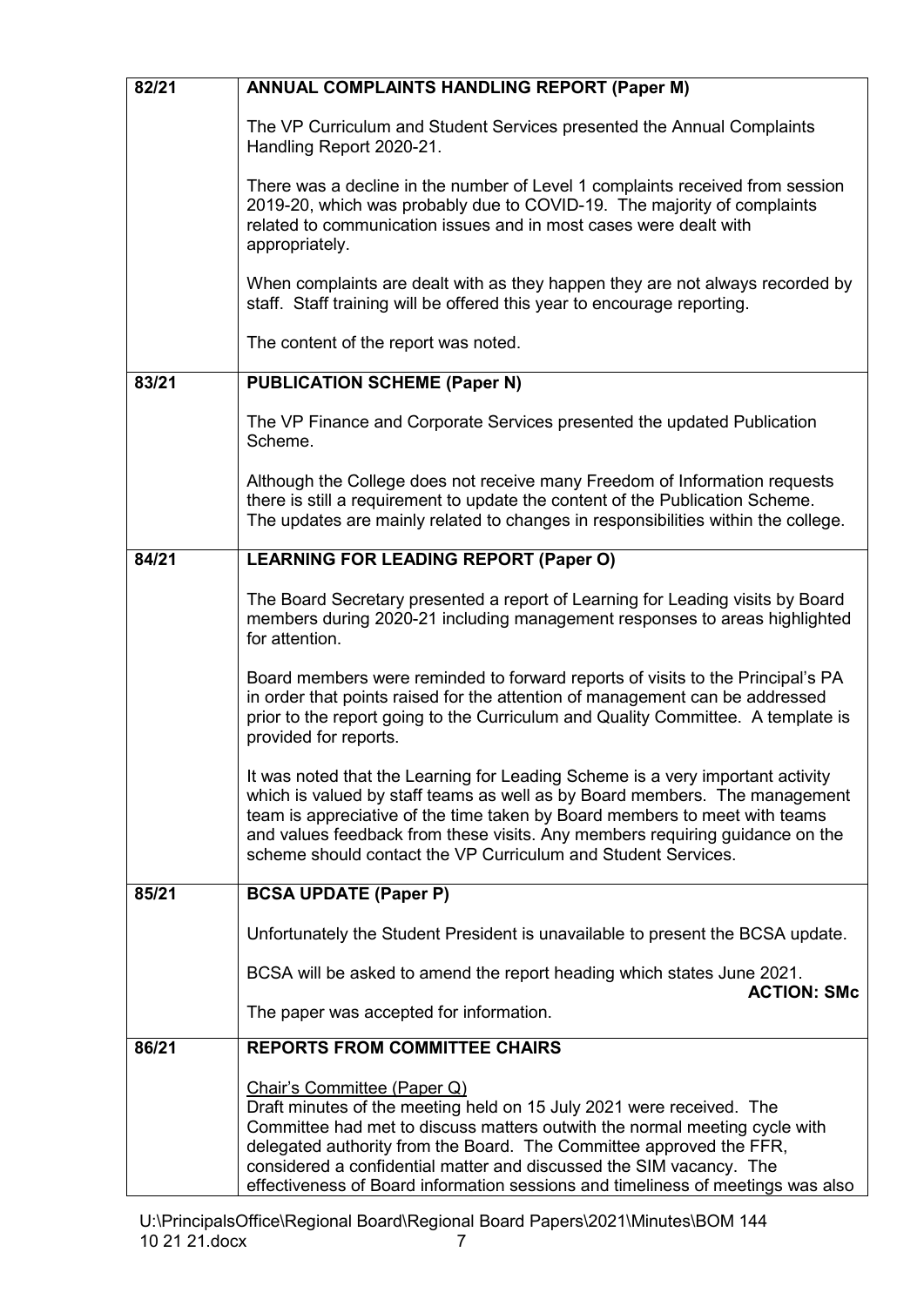| | |
|---|---|
| **82/21** | **ANNUAL COMPLAINTS HANDLING REPORT (Paper M)**<br><br>The VP Curriculum and Student Services presented the Annual Complaints Handling Report 2020-21.<br><br>There was a decline in the number of Level 1 complaints received from session 2019-20, which was probably due to COVID-19. The majority of complaints related to communication issues and in most cases were dealt with appropriately.<br><br>When complaints are dealt with as they happen they are not always recorded by staff. Staff training will be offered this year to encourage reporting.<br><br>The content of the report was noted. |
| **83/21** | **PUBLICATION SCHEME (Paper N)**<br><br>The VP Finance and Corporate Services presented the updated Publication Scheme.<br><br>Although the College does not receive many Freedom of Information requests there is still a requirement to update the content of the Publication Scheme. The updates are mainly related to changes in responsibilities within the college. |
| **84/21** | **LEARNING FOR LEADING REPORT (Paper O)**<br><br>The Board Secretary presented a report of Learning for Leading visits by Board members during 2020-21 including management responses to areas highlighted for attention.<br><br>Board members were reminded to forward reports of visits to the Principal's PA in order that points raised for the attention of management can be addressed prior to the report going to the Curriculum and Quality Committee. A template is provided for reports.<br><br>It was noted that the Learning for Leading Scheme is a very important activity which is valued by staff teams as well as by Board members. The management team is appreciative of the time taken by Board members to meet with teams and values feedback from these visits. Any members requiring guidance on the scheme should contact the VP Curriculum and Student Services. |
| **85/21** | **BCSA UPDATE (Paper P)**<br><br>Unfortunately the Student President is unavailable to present the BCSA update.<br><br>BCSA will be asked to amend the report heading which states June 2021.<br>**ACTION: SMc**<br>The paper was accepted for information. |
| **86/21** | **REPORTS FROM COMMITTEE CHAIRS**<br><br>Chair's Committee (Paper Q)<br>Draft minutes of the meeting held on 15 July 2021 were received. The Committee had met to discuss matters outwith the normal meeting cycle with delegated authority from the Board. The Committee approved the FFR, considered a confidential matter and discussed the SIM vacancy. The effectiveness of Board information sessions and timeliness of meetings was also |

U:\PrincipalsOffice\Regional Board\Regional Board Papers\2021\Minutes\BOM 144 10 21 21.docx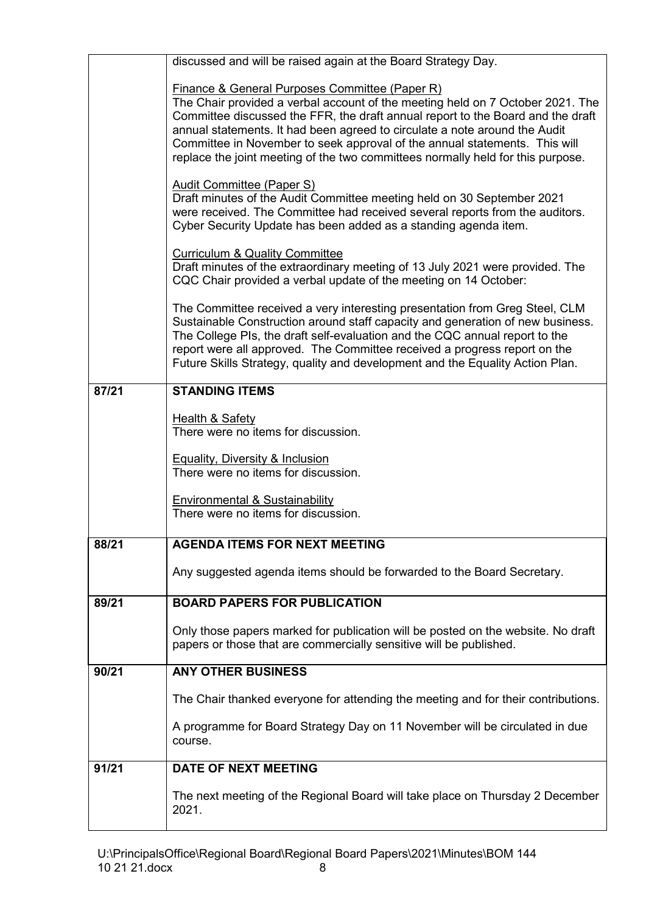| | |
|---|---|
| | discussed and will be raised again at the Board Strategy Day.<br><br>Finance & General Purposes Committee (Paper R)<br>The Chair provided a verbal account of the meeting held on 7 October 2021. The Committee discussed the FFR, the draft annual report to the Board and the draft annual statements. It had been agreed to circulate a note around the Audit Committee in November to seek approval of the annual statements. This will replace the joint meeting of the two committees normally held for this purpose.<br><br>Audit Committee (Paper S)<br>Draft minutes of the Audit Committee meeting held on 30 September 2021 were received. The Committee had received several reports from the auditors. Cyber Security Update has been added as a standing agenda item.<br><br>Curriculum & Quality Committee<br>Draft minutes of the extraordinary meeting of 13 July 2021 were provided. The CQC Chair provided a verbal update of the meeting on 14 October:<br><br>The Committee received a very interesting presentation from Greg Steel, CLM Sustainable Construction around staff capacity and generation of new business. The College PIs, the draft self-evaluation and the CQC annual report to the report were all approved. The Committee received a progress report on the Future Skills Strategy, quality and development and the Equality Action Plan. |
| **87/21** | **STANDING ITEMS**<br><br>Health & Safety<br>There were no items for discussion.<br><br>Equality, Diversity & Inclusion<br>There were no items for discussion.<br><br>Environmental & Sustainability<br>There were no items for discussion. |
| **88/21** | **AGENDA ITEMS FOR NEXT MEETING**<br><br>Any suggested agenda items should be forwarded to the Board Secretary. |
| **89/21** | **BOARD PAPERS FOR PUBLICATION**<br><br>Only those papers marked for publication will be posted on the website. No draft papers or those that are commercially sensitive will be published. |
| **90/21** | **ANY OTHER BUSINESS**<br><br>The Chair thanked everyone for attending the meeting and for their contributions.<br><br>A programme for Board Strategy Day on 11 November will be circulated in due course. |
| **91/21** | **DATE OF NEXT MEETING**<br><br>The next meeting of the Regional Board will take place on Thursday 2 December 2021. |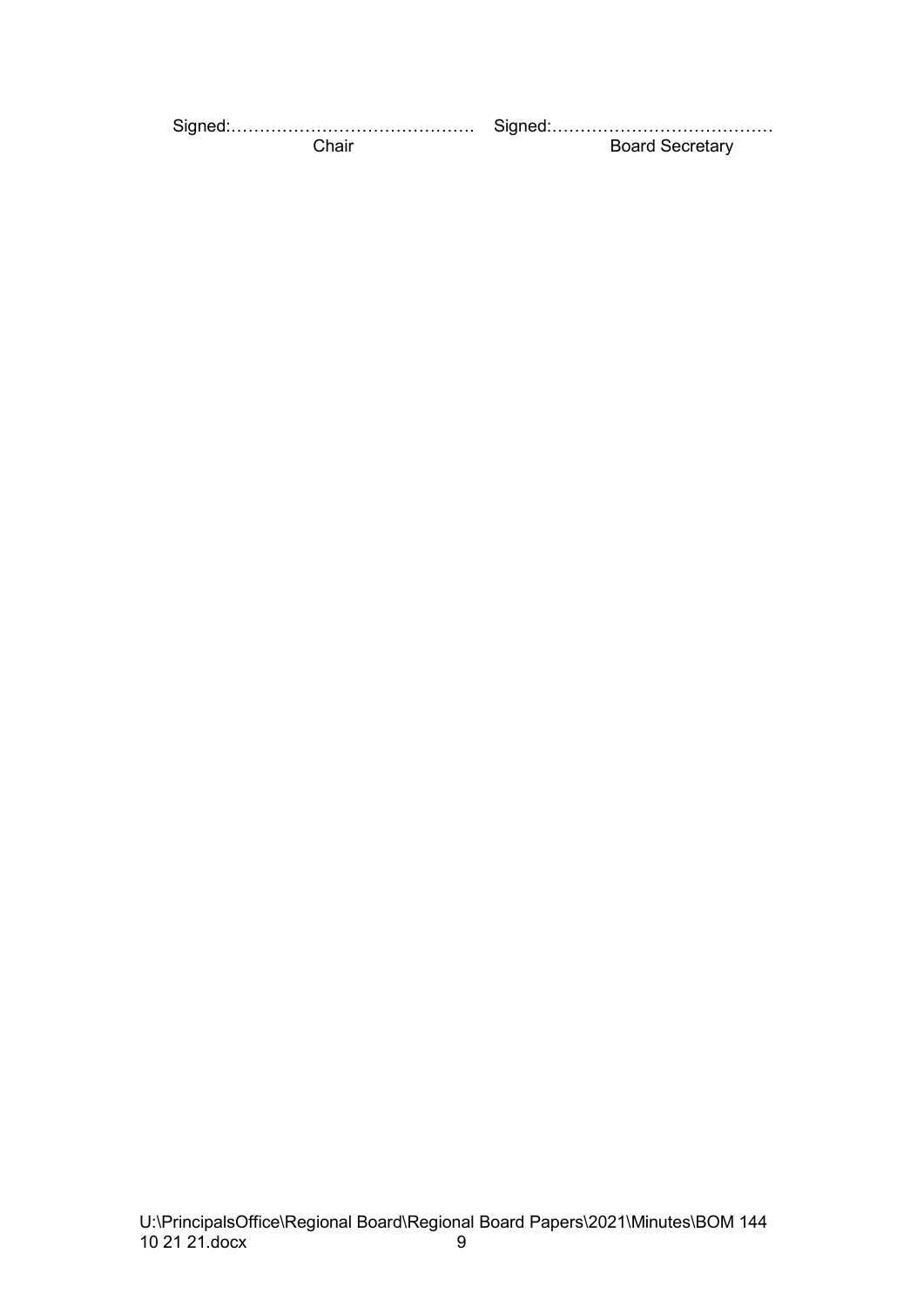Signed:…………………………………… Signed:…………………………………
Chair Board Secretary